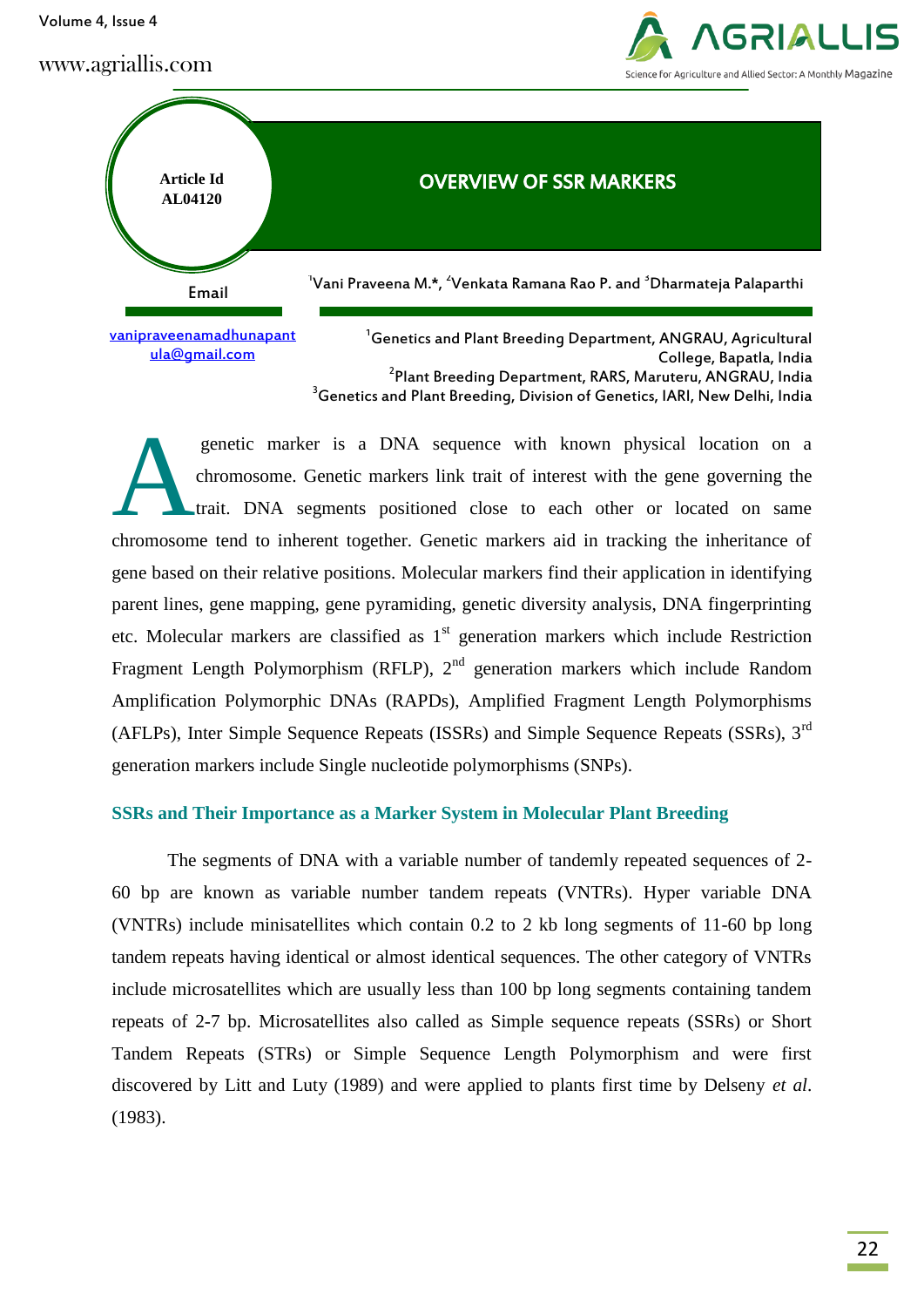Article Id
AL04120

# OVERVIEW OF SSR MARKERS

[1]Vani Praveena M.*, [2]Venkata Ramana Rao P. and [3]Dharmateja Palaparthi

Email

vanipraveenamadhunapantula@gmail.com

[1]Genetics and Plant Breeding Department, ANGRAU, Agricultural College, Bapatla, India
[2]Plant Breeding Department, RARS, Maruteru, ANGRAU, India
[3]Genetics and Plant Breeding, Division of Genetics, IARI, New Delhi, India

A genetic marker is a DNA sequence with known physical location on a chromosome. Genetic markers link trait of interest with the gene governing the trait. DNA segments positioned close to each other or located on same chromosome tend to inherent together. Genetic markers aid in tracking the inheritance of gene based on their relative positions. Molecular markers find their application in identifying parent lines, gene mapping, gene pyramiding, genetic diversity analysis, DNA fingerprinting etc. Molecular markers are classified as 1st generation markers which include Restriction Fragment Length Polymorphism (RFLP), 2nd generation markers which include Random Amplification Polymorphic DNAs (RAPDs), Amplified Fragment Length Polymorphisms (AFLPs), Inter Simple Sequence Repeats (ISSRs) and Simple Sequence Repeats (SSRs), 3rd generation markers include Single nucleotide polymorphisms (SNPs).

## SSRs and Their Importance as a Marker System in Molecular Plant Breeding

The segments of DNA with a variable number of tandemly repeated sequences of 2-60 bp are known as variable number tandem repeats (VNTRs). Hyper variable DNA (VNTRs) include minisatellites which contain 0.2 to 2 kb long segments of 11-60 bp long tandem repeats having identical or almost identical sequences. The other category of VNTRs include microsatellites which are usually less than 100 bp long segments containing tandem repeats of 2-7 bp. Microsatellites also called as Simple sequence repeats (SSRs) or Short Tandem Repeats (STRs) or Simple Sequence Length Polymorphism and were first discovered by Litt and Luty (1989) and were applied to plants first time by Delseny *et al.* (1983).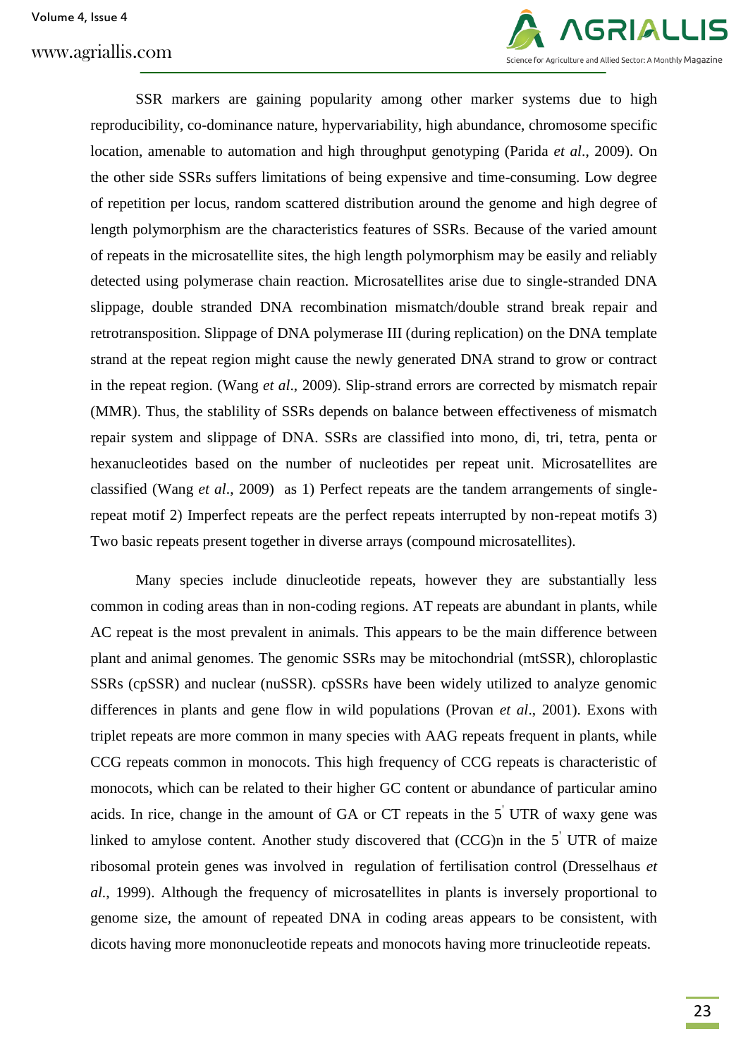SSR markers are gaining popularity among other marker systems due to high reproducibility, co-dominance nature, hypervariability, high abundance, chromosome specific location, amenable to automation and high throughput genotyping (Parida *et al*., 2009). On the other side SSRs suffers limitations of being expensive and time-consuming. Low degree of repetition per locus, random scattered distribution around the genome and high degree of length polymorphism are the characteristics features of SSRs. Because of the varied amount of repeats in the microsatellite sites, the high length polymorphism may be easily and reliably detected using polymerase chain reaction. Microsatellites arise due to single-stranded DNA slippage, double stranded DNA recombination mismatch/double strand break repair and retrotransposition. Slippage of DNA polymerase III (during replication) on the DNA template strand at the repeat region might cause the newly generated DNA strand to grow or contract in the repeat region. (Wang *et al*., 2009). Slip-strand errors are corrected by mismatch repair (MMR). Thus, the stablility of SSRs depends on balance between effectiveness of mismatch repair system and slippage of DNA. SSRs are classified into mono, di, tri, tetra, penta or hexanucleotides based on the number of nucleotides per repeat unit. Microsatellites are classified (Wang *et al*., 2009) as 1) Perfect repeats are the tandem arrangements of single-repeat motif 2) Imperfect repeats are the perfect repeats interrupted by non-repeat motifs 3) Two basic repeats present together in diverse arrays (compound microsatellites).

Many species include dinucleotide repeats, however they are substantially less common in coding areas than in non-coding regions. AT repeats are abundant in plants, while AC repeat is the most prevalent in animals. This appears to be the main difference between plant and animal genomes. The genomic SSRs may be mitochondrial (mtSSR), chloroplastic SSRs (cpSSR) and nuclear (nuSSR). cpSSRs have been widely utilized to analyze genomic differences in plants and gene flow in wild populations (Provan *et al*., 2001). Exons with triplet repeats are more common in many species with AAG repeats frequent in plants, while CCG repeats common in monocots. This high frequency of CCG repeats is characteristic of monocots, which can be related to their higher GC content or abundance of particular amino acids. In rice, change in the amount of GA or CT repeats in the $5'$ UTR of waxy gene was linked to amylose content. Another study discovered that $(CCG)_n$ in the $5'$ UTR of maize ribosomal protein genes was involved in regulation of fertilisation control (Dresselhaus *et al*., 1999). Although the frequency of microsatellites in plants is inversely proportional to genome size, the amount of repeated DNA in coding areas appears to be consistent, with dicots having more mononucleotide repeats and monocots having more trinucleotide repeats.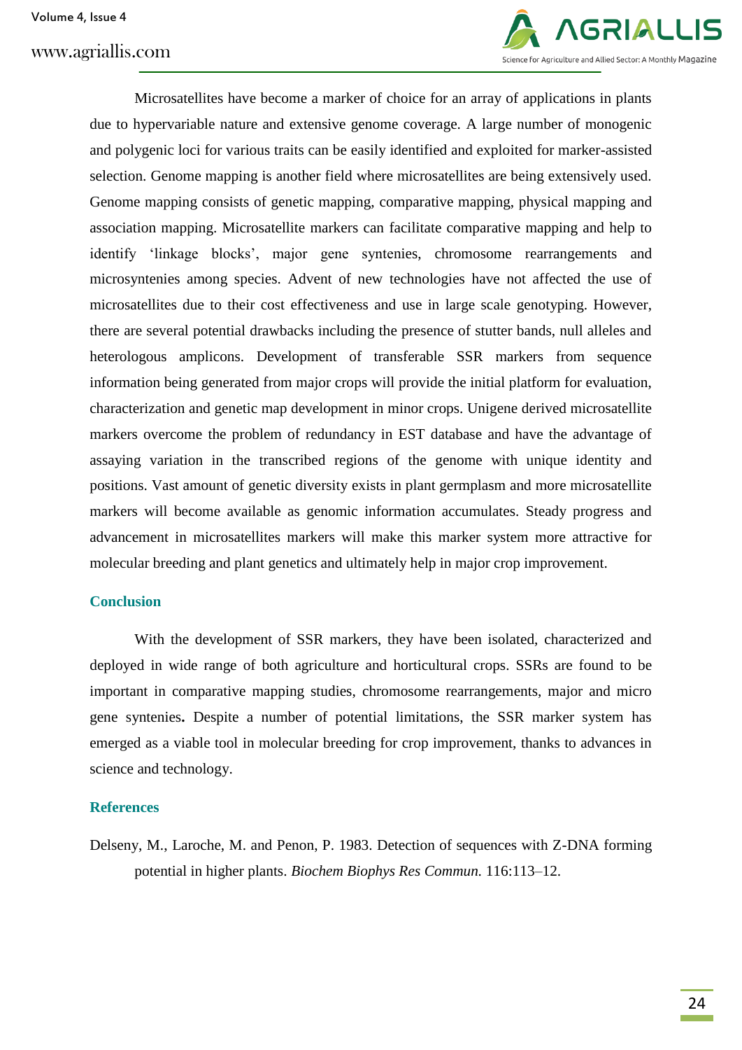Microsatellites have become a marker of choice for an array of applications in plants due to hypervariable nature and extensive genome coverage. A large number of monogenic and polygenic loci for various traits can be easily identified and exploited for marker-assisted selection. Genome mapping is another field where microsatellites are being extensively used. Genome mapping consists of genetic mapping, comparative mapping, physical mapping and association mapping. Microsatellite markers can facilitate comparative mapping and help to identify 'linkage blocks', major gene syntenies, chromosome rearrangements and microsyntenies among species. Advent of new technologies have not affected the use of microsatellites due to their cost effectiveness and use in large scale genotyping. However, there are several potential drawbacks including the presence of stutter bands, null alleles and heterologous amplicons. Development of transferable SSR markers from sequence information being generated from major crops will provide the initial platform for evaluation, characterization and genetic map development in minor crops. Unigene derived microsatellite markers overcome the problem of redundancy in EST database and have the advantage of assaying variation in the transcribed regions of the genome with unique identity and positions. Vast amount of genetic diversity exists in plant germplasm and more microsatellite markers will become available as genomic information accumulates. Steady progress and advancement in microsatellites markers will make this marker system more attractive for molecular breeding and plant genetics and ultimately help in major crop improvement.

## Conclusion

With the development of SSR markers, they have been isolated, characterized and deployed in wide range of both agriculture and horticultural crops. SSRs are found to be important in comparative mapping studies, chromosome rearrangements, major and micro gene syntenies**.** Despite a number of potential limitations, the SSR marker system has emerged as a viable tool in molecular breeding for crop improvement, thanks to advances in science and technology.

## References

Delseny, M., Laroche, M. and Penon, P. 1983. Detection of sequences with Z-DNA forming potential in higher plants. *Biochem Biophys Res Commun.* 116:113–12.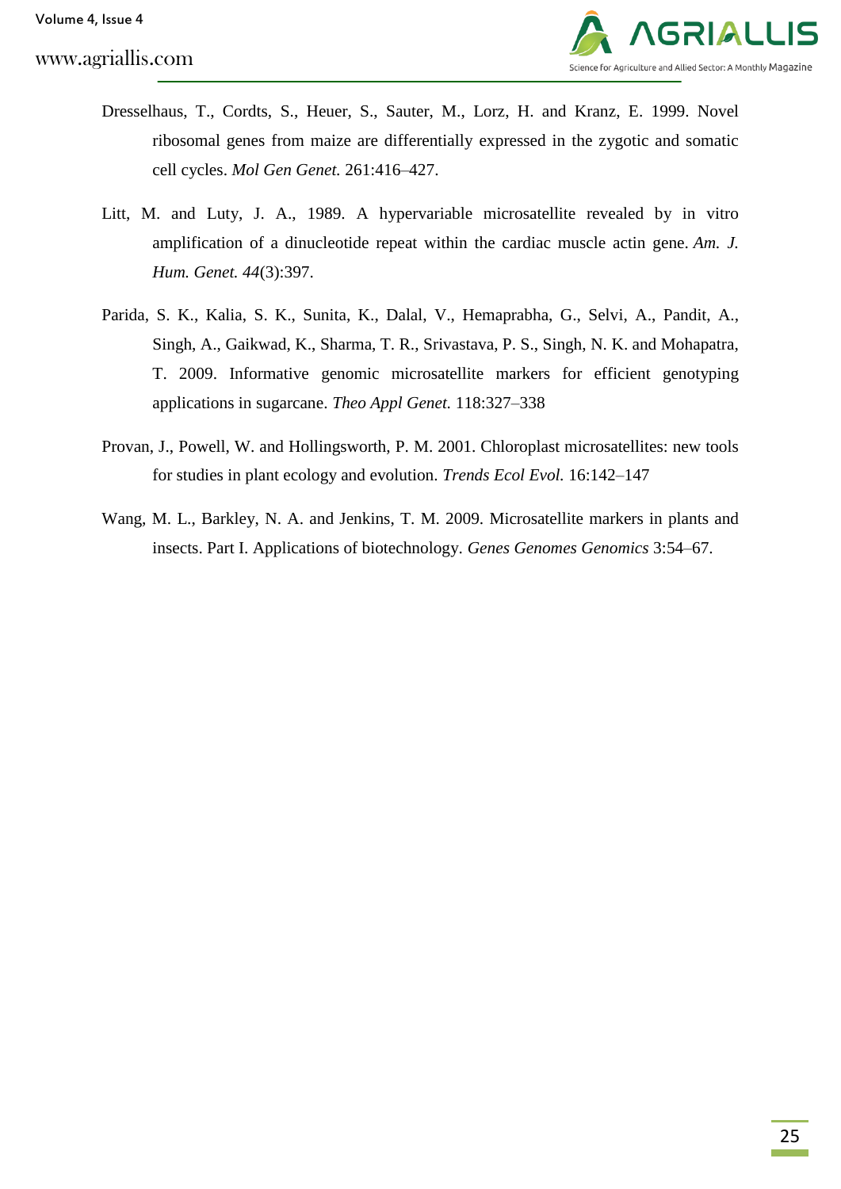Dresselhaus, T., Cordts, S., Heuer, S., Sauter, M., Lorz, H. and Kranz, E. 1999. Novel ribosomal genes from maize are differentially expressed in the zygotic and somatic cell cycles. *Mol Gen Genet.* 261:416–427.

Litt, M. and Luty, J. A., 1989. A hypervariable microsatellite revealed by in vitro amplification of a dinucleotide repeat within the cardiac muscle actin gene. *Am. J. Hum. Genet. 44*(3):397.

Parida, S. K., Kalia, S. K., Sunita, K., Dalal, V., Hemaprabha, G., Selvi, A., Pandit, A., Singh, A., Gaikwad, K., Sharma, T. R., Srivastava, P. S., Singh, N. K. and Mohapatra, T. 2009. Informative genomic microsatellite markers for efficient genotyping applications in sugarcane. *Theo Appl Genet.* 118:327–338

Provan, J., Powell, W. and Hollingsworth, P. M. 2001. Chloroplast microsatellites: new tools for studies in plant ecology and evolution. *Trends Ecol Evol.* 16:142–147

Wang, M. L., Barkley, N. A. and Jenkins, T. M. 2009. Microsatellite markers in plants and insects. Part I. Applications of biotechnology. *Genes Genomes Genomics* 3:54–67.